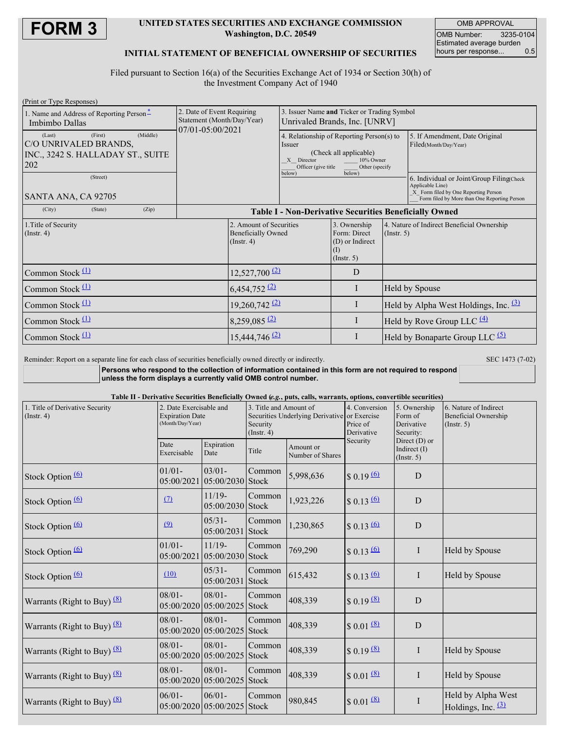# FORM 3

**UNITED STATES SECURITIES AND EXCHANGE COMMISSION**
**Washington, D.C. 20549**

**INITIAL STATEMENT OF BENEFICIAL OWNERSHIP OF SECURITIES**

| OMB APPROVAL | |
|---|---|
| OMB Number: | 3235-0104 |
| Estimated average burden hours per response... | 0.5 |

Filed pursuant to Section 16(a) of the Securities Exchange Act of 1934 or Section 30(h) of the Investment Company Act of 1940

(Print or Type Responses)

| 1. Name and Address of Reporting Person* | 2. Date of Event Requiring Statement (Month/Day/Year) | 3. Issuer Name and Ticker or Trading Symbol |
|---|---|---|
| Imbimbo Dallas | 07/01-05:00/2021 | Unrivaled Brands, Inc. [UNRV] |
| (Last) (First) (Middle) C/O UNRIVALED BRANDS, INC., 3242 S. HALLADAY ST., SUITE 202 | | 4. Relationship of Reporting Person(s) to Issuer (Check all applicable) __X__ Director _____ 10% Owner _____ Officer (give title below) _____ Other (specify below) |
| (Street) SANTA ANA, CA 92705 | | 5. If Amendment, Date Original Filed (Month/Day/Year) |
| (City) (State) (Zip) | | 6. Individual or Joint/Group Filing (Check Applicable Line) _X_ Form filed by One Reporting Person ___ Form filed by More than One Reporting Person |

**Table I - Non-Derivative Securities Beneficially Owned**

| 1.Title of Security (Instr. 4) | 2. Amount of Securities Beneficially Owned (Instr. 4) | 3. Ownership Form: Direct (D) or Indirect (I) (Instr. 5) | 4. Nature of Indirect Beneficial Ownership (Instr. 5) |
|---|---|---|---|
| Common Stock (1) | 12,527,700 (2) | D | |
| Common Stock (1) | 6,454,752 (2) | I | Held by Spouse |
| Common Stock (1) | 19,260,742 (2) | I | Held by Alpha West Holdings, Inc. (3) |
| Common Stock (1) | 8,259,085 (2) | I | Held by Rove Group LLC (4) |
| Common Stock (1) | 15,444,746 (2) | I | Held by Bonaparte Group LLC (5) |

Reminder: Report on a separate line for each class of securities beneficially owned directly or indirectly.

SEC 1473 (7-02)

**Persons who respond to the collection of information contained in this form are not required to respond unless the form displays a currently valid OMB control number.**

**Table II - Derivative Securities Beneficially Owned (*e.g.*, puts, calls, warrants, options, convertible securities)**

| 1. Title of Derivative Security (Instr. 4) | 2. Date Exercisable and Expiration Date (Month/Day/Year) | | 3. Title and Amount of Securities Underlying Derivative Security (Instr. 4) | | 4. Conversion or Exercise Price of Derivative Security | 5. Ownership Form of Derivative Security: Direct (D) or Indirect (I) (Instr. 5) | 6. Nature of Indirect Beneficial Ownership (Instr. 5) |
|---|---|---|---|---|---|---|---|
| | Date Exercisable | Expiration Date | Title | Amount or Number of Shares | | | |
| Stock Option (6) | 01/01-05:00/2021 | 03/01-05:00/2030 | Common Stock | 5,998,636 | $ 0.19 (6) | D | |
| Stock Option (6) | (7) | 11/19-05:00/2030 | Common Stock | 1,923,226 | $ 0.13 (6) | D | |
| Stock Option (6) | (9) | 05/31-05:00/2031 | Common Stock | 1,230,865 | $ 0.13 (6) | D | |
| Stock Option (6) | 01/01-05:00/2021 | 11/19-05:00/2030 | Common Stock | 769,290 | $ 0.13 (6) | I | Held by Spouse |
| Stock Option (6) | (10) | 05/31-05:00/2031 | Common Stock | 615,432 | $ 0.13 (6) | I | Held by Spouse |
| Warrants (Right to Buy) (8) | 08/01-05:00/2020 | 08/01-05:00/2025 | Common Stock | 408,339 | $ 0.19 (8) | D | |
| Warrants (Right to Buy) (8) | 08/01-05:00/2020 | 08/01-05:00/2025 | Common Stock | 408,339 | $ 0.01 (8) | D | |
| Warrants (Right to Buy) (8) | 08/01-05:00/2020 | 08/01-05:00/2025 | Common Stock | 408,339 | $ 0.19 (8) | I | Held by Spouse |
| Warrants (Right to Buy) (8) | 08/01-05:00/2020 | 08/01-05:00/2025 | Common Stock | 408,339 | $ 0.01 (8) | I | Held by Spouse |
| Warrants (Right to Buy) (8) | 06/01-05:00/2020 | 06/01-05:00/2025 | Common Stock | 980,845 | $ 0.01 (8) | I | Held by Alpha West Holdings, Inc. (3) |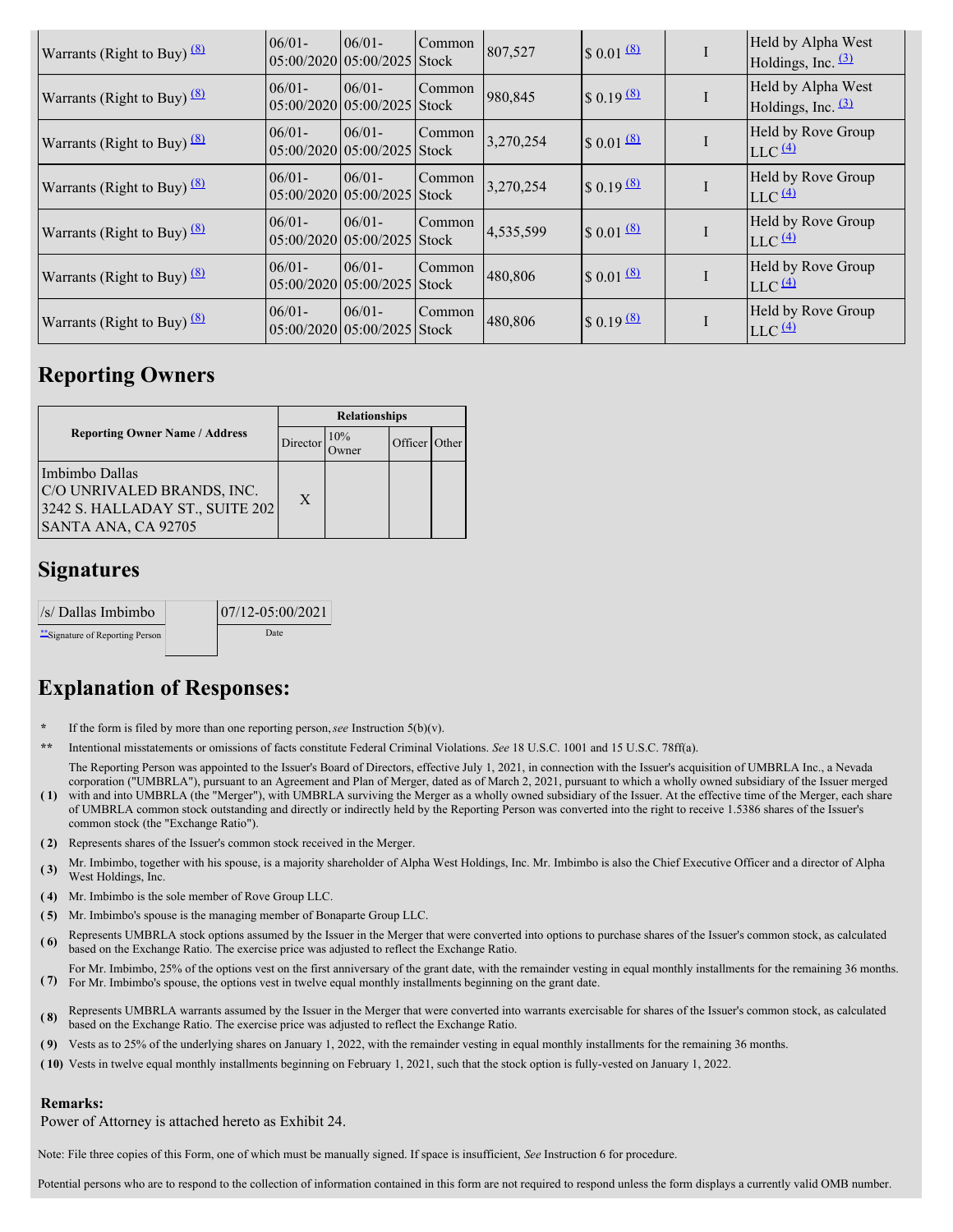| | | | | | | | |
|---|---|---|---|---|---|---|---|
| Warrants (Right to Buy) [(8)](#) | 06/01-05:00/2020 | 06/01-05:00/2025 | Common Stock | 807,527 | $ 0.01 [(8)](#) | I | Held by Alpha West Holdings, Inc. [(3)](#) |
| Warrants (Right to Buy) [(8)](#) | 06/01-05:00/2020 | 06/01-05:00/2025 | Common Stock | 980,845 | $ 0.19 [(8)](#) | I | Held by Alpha West Holdings, Inc. [(3)](#) |
| Warrants (Right to Buy) [(8)](#) | 06/01-05:00/2020 | 06/01-05:00/2025 | Common Stock | 3,270,254 | $ 0.01 [(8)](#) | I | Held by Rove Group LLC [(4)](#) |
| Warrants (Right to Buy) [(8)](#) | 06/01-05:00/2020 | 06/01-05:00/2025 | Common Stock | 3,270,254 | $ 0.19 [(8)](#) | I | Held by Rove Group LLC [(4)](#) |
| Warrants (Right to Buy) [(8)](#) | 06/01-05:00/2020 | 06/01-05:00/2025 | Common Stock | 4,535,599 | $ 0.01 [(8)](#) | I | Held by Rove Group LLC [(4)](#) |
| Warrants (Right to Buy) [(8)](#) | 06/01-05:00/2020 | 06/01-05:00/2025 | Common Stock | 480,806 | $ 0.01 [(8)](#) | I | Held by Rove Group LLC [(4)](#) |
| Warrants (Right to Buy) [(8)](#) | 06/01-05:00/2020 | 06/01-05:00/2025 | Common Stock | 480,806 | $ 0.19 [(8)](#) | I | Held by Rove Group LLC [(4)](#) |

## Reporting Owners

| Reporting Owner Name / Address | Relationships | | | |
|---|---|---|---|---|
| | Director | 10% Owner | Officer | Other |
| Imbimbo Dallas<br>C/O UNRIVALED BRANDS, INC.<br>3242 S. HALLADAY ST., SUITE 202<br>SANTA ANA, CA 92705 | X | | | |

## Signatures

| | | |
|---|---|---|
| /s/ Dallas Imbimbo | | 07/12-05:00/2021 |
| [**](#)Signature of Reporting Person | | Date |

## Explanation of Responses:

- **\*** If the form is filed by more than one reporting person, *see* Instruction 5(b)(v).
- **\*\*** Intentional misstatements or omissions of facts constitute Federal Criminal Violations. *See* 18 U.S.C. 1001 and 15 U.S.C. 78ff(a).
- **( 1)** The Reporting Person was appointed to the Issuer's Board of Directors, effective July 1, 2021, in connection with the Issuer's acquisition of UMBRLA Inc., a Nevada corporation ("UMBRLA"), pursuant to an Agreement and Plan of Merger, dated as of March 2, 2021, pursuant to which a wholly owned subsidiary of the Issuer merged with and into UMBRLA (the "Merger"), with UMBRLA surviving the Merger as a wholly owned subsidiary of the Issuer. At the effective time of the Merger, each share of UMBRLA common stock outstanding and directly or indirectly held by the Reporting Person was converted into the right to receive 1.5386 shares of the Issuer's common stock (the "Exchange Ratio").
- **( 2)** Represents shares of the Issuer's common stock received in the Merger.
- **( 3)** Mr. Imbimbo, together with his spouse, is a majority shareholder of Alpha West Holdings, Inc. Mr. Imbimbo is also the Chief Executive Officer and a director of Alpha West Holdings, Inc.
- **( 4)** Mr. Imbimbo is the sole member of Rove Group LLC.
- **( 5)** Mr. Imbimbo's spouse is the managing member of Bonaparte Group LLC.
- **( 6)** Represents UMBRLA stock options assumed by the Issuer in the Merger that were converted into options to purchase shares of the Issuer's common stock, as calculated based on the Exchange Ratio. The exercise price was adjusted to reflect the Exchange Ratio.
- **( 7)** For Mr. Imbimbo, 25% of the options vest on the first anniversary of the grant date, with the remainder vesting in equal monthly installments for the remaining 36 months. For Mr. Imbimbo's spouse, the options vest in twelve equal monthly installments beginning on the grant date.
- **( 8)** Represents UMBRLA warrants assumed by the Issuer in the Merger that were converted into warrants exercisable for shares of the Issuer's common stock, as calculated based on the Exchange Ratio. The exercise price was adjusted to reflect the Exchange Ratio.
- **( 9)** Vests as to 25% of the underlying shares on January 1, 2022, with the remainder vesting in equal monthly installments for the remaining 36 months.
- **( 10)** Vests in twelve equal monthly installments beginning on February 1, 2021, such that the stock option is fully-vested on January 1, 2022.

**Remarks:**

Power of Attorney is attached hereto as Exhibit 24.

Note: File three copies of this Form, one of which must be manually signed. If space is insufficient, *See* Instruction 6 for procedure.

Potential persons who are to respond to the collection of information contained in this form are not required to respond unless the form displays a currently valid OMB number.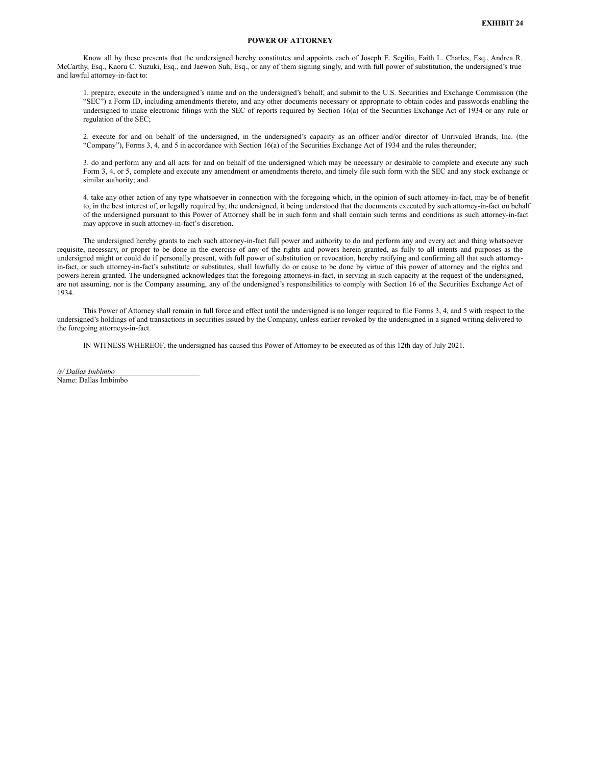**EXHIBIT 24**

**POWER OF ATTORNEY**

Know all by these presents that the undersigned hereby constitutes and appoints each of Joseph E. Segilia, Faith L. Charles, Esq., Andrea R. McCarthy, Esq., Kaoru C. Suzuki, Esq., and Jaewon Suh, Esq., or any of them signing singly, and with full power of substitution, the undersigned's true and lawful attorney-in-fact to:

1. prepare, execute in the undersigned's name and on the undersigned's behalf, and submit to the U.S. Securities and Exchange Commission (the "SEC") a Form ID, including amendments thereto, and any other documents necessary or appropriate to obtain codes and passwords enabling the undersigned to make electronic filings with the SEC of reports required by Section 16(a) of the Securities Exchange Act of 1934 or any rule or regulation of the SEC;

2. execute for and on behalf of the undersigned, in the undersigned's capacity as an officer and/or director of Unrivaled Brands, Inc. (the "Company"), Forms 3, 4, and 5 in accordance with Section 16(a) of the Securities Exchange Act of 1934 and the rules thereunder;

3. do and perform any and all acts for and on behalf of the undersigned which may be necessary or desirable to complete and execute any such Form 3, 4, or 5, complete and execute any amendment or amendments thereto, and timely file such form with the SEC and any stock exchange or similar authority; and

4. take any other action of any type whatsoever in connection with the foregoing which, in the opinion of such attorney-in-fact, may be of benefit to, in the best interest of, or legally required by, the undersigned, it being understood that the documents executed by such attorney-in-fact on behalf of the undersigned pursuant to this Power of Attorney shall be in such form and shall contain such terms and conditions as such attorney-in-fact may approve in such attorney-in-fact's discretion.

The undersigned hereby grants to each such attorney-in-fact full power and authority to do and perform any and every act and thing whatsoever requisite, necessary, or proper to be done in the exercise of any of the rights and powers herein granted, as fully to all intents and purposes as the undersigned might or could do if personally present, with full power of substitution or revocation, hereby ratifying and confirming all that such attorney-in-fact, or such attorney-in-fact's substitute or substitutes, shall lawfully do or cause to be done by virtue of this power of attorney and the rights and powers herein granted. The undersigned acknowledges that the foregoing attorneys-in-fact, in serving in such capacity at the request of the undersigned, are not assuming, nor is the Company assuming, any of the undersigned's responsibilities to comply with Section 16 of the Securities Exchange Act of 1934.

This Power of Attorney shall remain in full force and effect until the undersigned is no longer required to file Forms 3, 4, and 5 with respect to the undersigned's holdings of and transactions in securities issued by the Company, unless earlier revoked by the undersigned in a signed writing delivered to the foregoing attorneys-in-fact.

IN WITNESS WHEREOF, the undersigned has caused this Power of Attorney to be executed as of this 12th day of July 2021.

*/s/ Dallas Imbimbo*
Name: Dallas Imbimbo